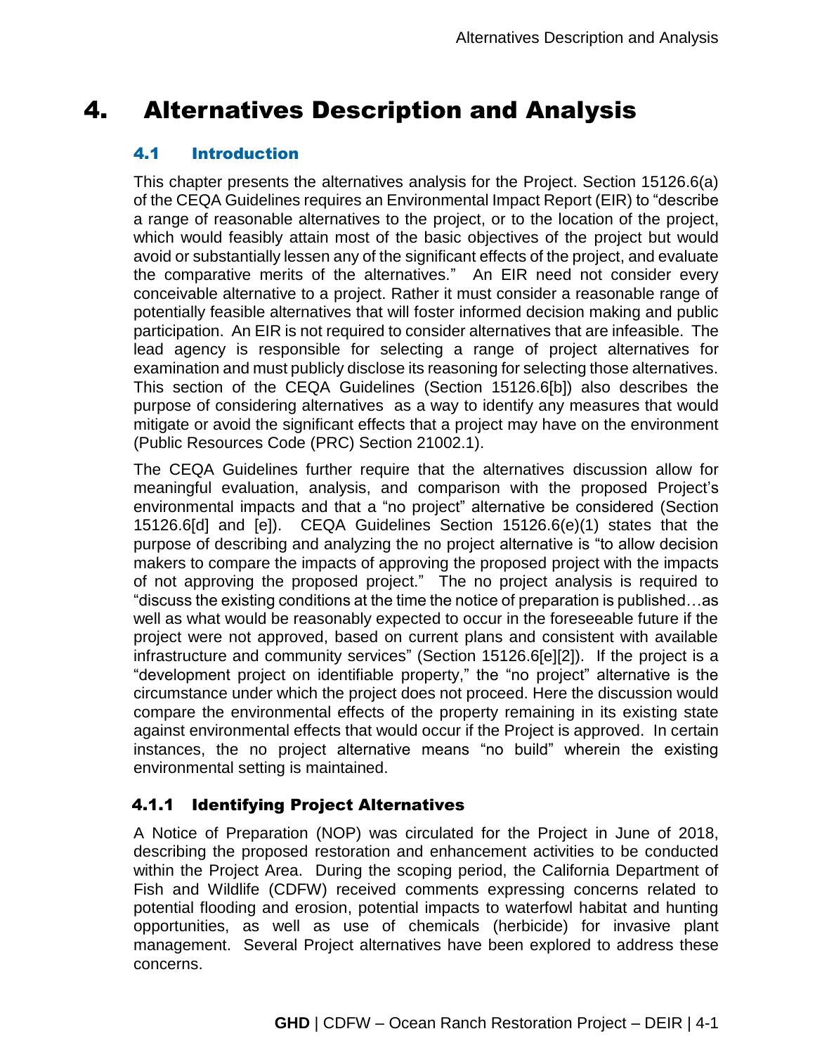# 4. Alternatives Description and Analysis

## 4.1 Introduction

This chapter presents the alternatives analysis for the Project. Section 15126.6(a) of the CEQA Guidelines requires an Environmental Impact Report (EIR) to "describe a range of reasonable alternatives to the project, or to the location of the project, which would feasibly attain most of the basic objectives of the project but would avoid or substantially lessen any of the significant effects of the project, and evaluate the comparative merits of the alternatives." An EIR need not consider every conceivable alternative to a project. Rather it must consider a reasonable range of potentially feasible alternatives that will foster informed decision making and public participation. An EIR is not required to consider alternatives that are infeasible. The lead agency is responsible for selecting a range of project alternatives for examination and must publicly disclose its reasoning for selecting those alternatives. This section of the CEQA Guidelines (Section 15126.6[b]) also describes the purpose of considering alternatives as a way to identify any measures that would mitigate or avoid the significant effects that a project may have on the environment (Public Resources Code (PRC) Section 21002.1).

The CEQA Guidelines further require that the alternatives discussion allow for meaningful evaluation, analysis, and comparison with the proposed Project's environmental impacts and that a "no project" alternative be considered (Section 15126.6[d] and [e]). CEQA Guidelines Section 15126.6(e)(1) states that the purpose of describing and analyzing the no project alternative is "to allow decision makers to compare the impacts of approving the proposed project with the impacts of not approving the proposed project." The no project analysis is required to "discuss the existing conditions at the time the notice of preparation is published…as well as what would be reasonably expected to occur in the foreseeable future if the project were not approved, based on current plans and consistent with available infrastructure and community services" (Section 15126.6[e][2]). If the project is a "development project on identifiable property," the "no project" alternative is the circumstance under which the project does not proceed. Here the discussion would compare the environmental effects of the property remaining in its existing state against environmental effects that would occur if the Project is approved. In certain instances, the no project alternative means "no build" wherein the existing environmental setting is maintained.

### 4.1.1 Identifying Project Alternatives

A Notice of Preparation (NOP) was circulated for the Project in June of 2018, describing the proposed restoration and enhancement activities to be conducted within the Project Area. During the scoping period, the California Department of Fish and Wildlife (CDFW) received comments expressing concerns related to potential flooding and erosion, potential impacts to waterfowl habitat and hunting opportunities, as well as use of chemicals (herbicide) for invasive plant management. Several Project alternatives have been explored to address these concerns.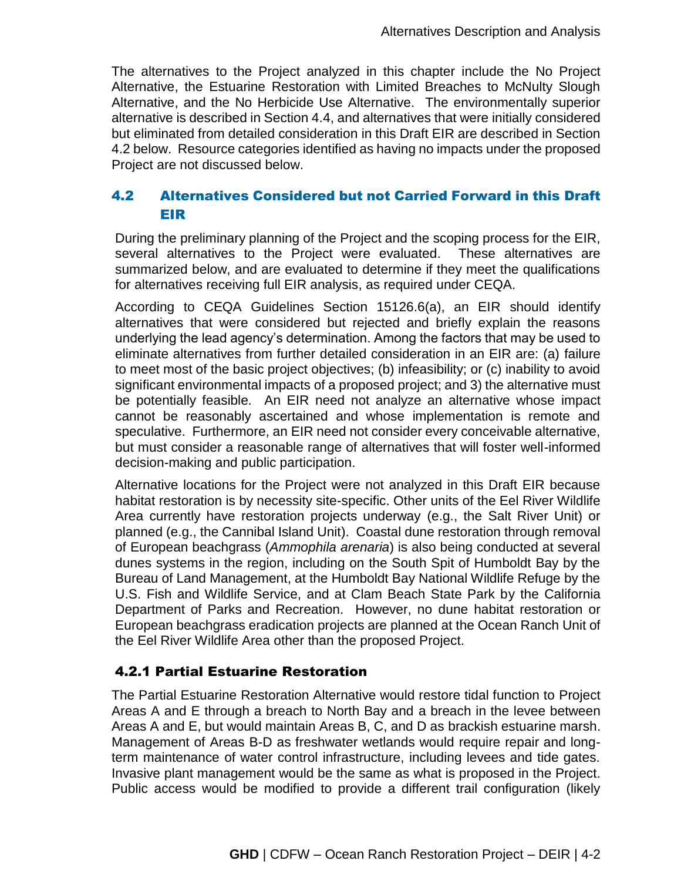The alternatives to the Project analyzed in this chapter include the No Project Alternative, the Estuarine Restoration with Limited Breaches to McNulty Slough Alternative, and the No Herbicide Use Alternative. The environmentally superior alternative is described in Section 4.4, and alternatives that were initially considered but eliminated from detailed consideration in this Draft EIR are described in Section 4.2 below. Resource categories identified as having no impacts under the proposed Project are not discussed below.

## 4.2 Alternatives Considered but not Carried Forward in this Draft EIR

During the preliminary planning of the Project and the scoping process for the EIR, several alternatives to the Project were evaluated. These alternatives are summarized below, and are evaluated to determine if they meet the qualifications for alternatives receiving full EIR analysis, as required under CEQA.

According to CEQA Guidelines Section 15126.6(a), an EIR should identify alternatives that were considered but rejected and briefly explain the reasons underlying the lead agency's determination. Among the factors that may be used to eliminate alternatives from further detailed consideration in an EIR are: (a) failure to meet most of the basic project objectives; (b) infeasibility; or (c) inability to avoid significant environmental impacts of a proposed project; and 3) the alternative must be potentially feasible. An EIR need not analyze an alternative whose impact cannot be reasonably ascertained and whose implementation is remote and speculative. Furthermore, an EIR need not consider every conceivable alternative, but must consider a reasonable range of alternatives that will foster well-informed decision-making and public participation.

Alternative locations for the Project were not analyzed in this Draft EIR because habitat restoration is by necessity site-specific. Other units of the Eel River Wildlife Area currently have restoration projects underway (e.g., the Salt River Unit) or planned (e.g., the Cannibal Island Unit). Coastal dune restoration through removal of European beachgrass (*Ammophila arenaria*) is also being conducted at several dunes systems in the region, including on the South Spit of Humboldt Bay by the Bureau of Land Management, at the Humboldt Bay National Wildlife Refuge by the U.S. Fish and Wildlife Service, and at Clam Beach State Park by the California Department of Parks and Recreation. However, no dune habitat restoration or European beachgrass eradication projects are planned at the Ocean Ranch Unit of the Eel River Wildlife Area other than the proposed Project.

### 4.2.1 Partial Estuarine Restoration

The Partial Estuarine Restoration Alternative would restore tidal function to Project Areas A and E through a breach to North Bay and a breach in the levee between Areas A and E, but would maintain Areas B, C, and D as brackish estuarine marsh. Management of Areas B-D as freshwater wetlands would require repair and long-term maintenance of water control infrastructure, including levees and tide gates. Invasive plant management would be the same as what is proposed in the Project. Public access would be modified to provide a different trail configuration (likely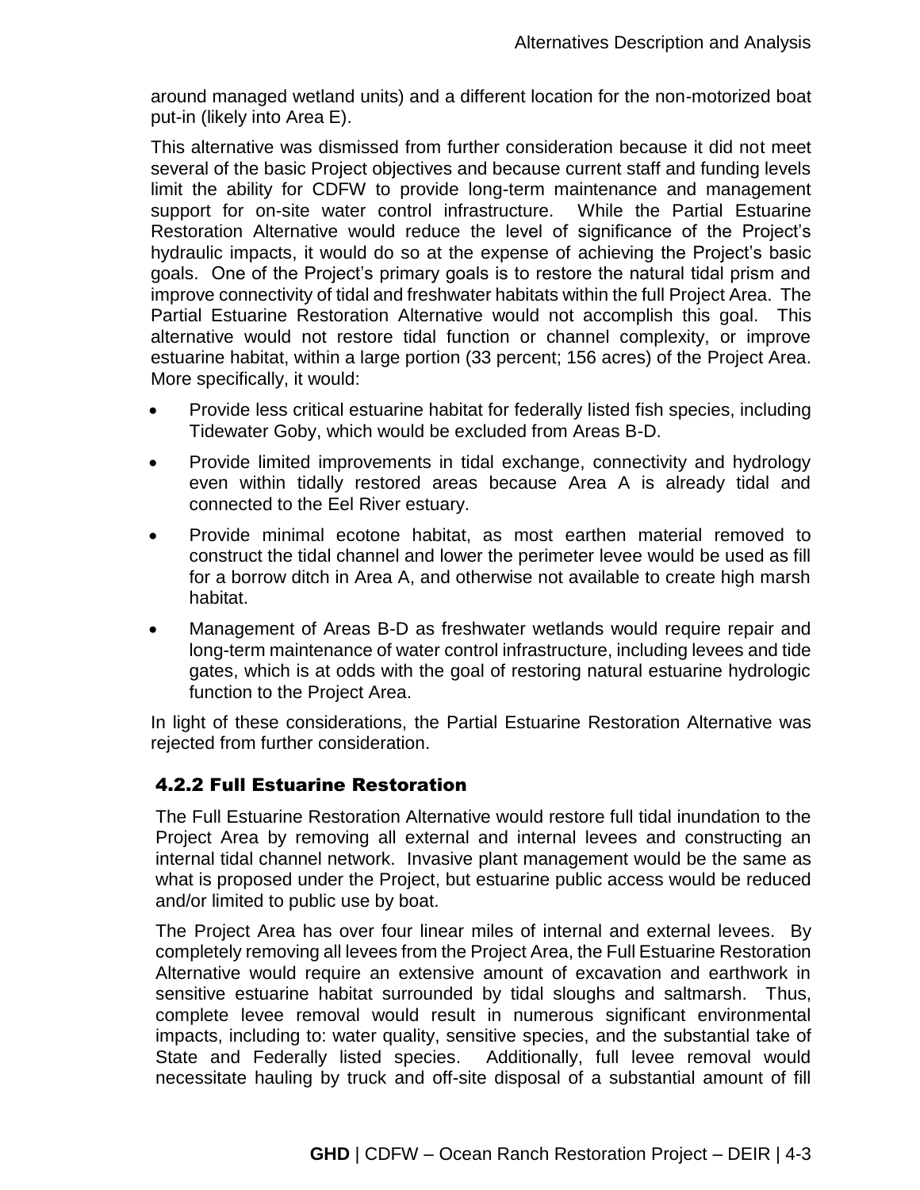around managed wetland units) and a different location for the non-motorized boat put-in (likely into Area E).

This alternative was dismissed from further consideration because it did not meet several of the basic Project objectives and because current staff and funding levels limit the ability for CDFW to provide long-term maintenance and management support for on-site water control infrastructure. While the Partial Estuarine Restoration Alternative would reduce the level of significance of the Project's hydraulic impacts, it would do so at the expense of achieving the Project's basic goals. One of the Project's primary goals is to restore the natural tidal prism and improve connectivity of tidal and freshwater habitats within the full Project Area. The Partial Estuarine Restoration Alternative would not accomplish this goal. This alternative would not restore tidal function or channel complexity, or improve estuarine habitat, within a large portion (33 percent; 156 acres) of the Project Area. More specifically, it would:

- Provide less critical estuarine habitat for federally listed fish species, including Tidewater Goby, which would be excluded from Areas B-D.
- Provide limited improvements in tidal exchange, connectivity and hydrology even within tidally restored areas because Area A is already tidal and connected to the Eel River estuary.
- Provide minimal ecotone habitat, as most earthen material removed to construct the tidal channel and lower the perimeter levee would be used as fill for a borrow ditch in Area A, and otherwise not available to create high marsh habitat.
- Management of Areas B-D as freshwater wetlands would require repair and long-term maintenance of water control infrastructure, including levees and tide gates, which is at odds with the goal of restoring natural estuarine hydrologic function to the Project Area.

In light of these considerations, the Partial Estuarine Restoration Alternative was rejected from further consideration.

### 4.2.2 Full Estuarine Restoration

The Full Estuarine Restoration Alternative would restore full tidal inundation to the Project Area by removing all external and internal levees and constructing an internal tidal channel network. Invasive plant management would be the same as what is proposed under the Project, but estuarine public access would be reduced and/or limited to public use by boat.

The Project Area has over four linear miles of internal and external levees. By completely removing all levees from the Project Area, the Full Estuarine Restoration Alternative would require an extensive amount of excavation and earthwork in sensitive estuarine habitat surrounded by tidal sloughs and saltmarsh. Thus, complete levee removal would result in numerous significant environmental impacts, including to: water quality, sensitive species, and the substantial take of State and Federally listed species. Additionally, full levee removal would necessitate hauling by truck and off-site disposal of a substantial amount of fill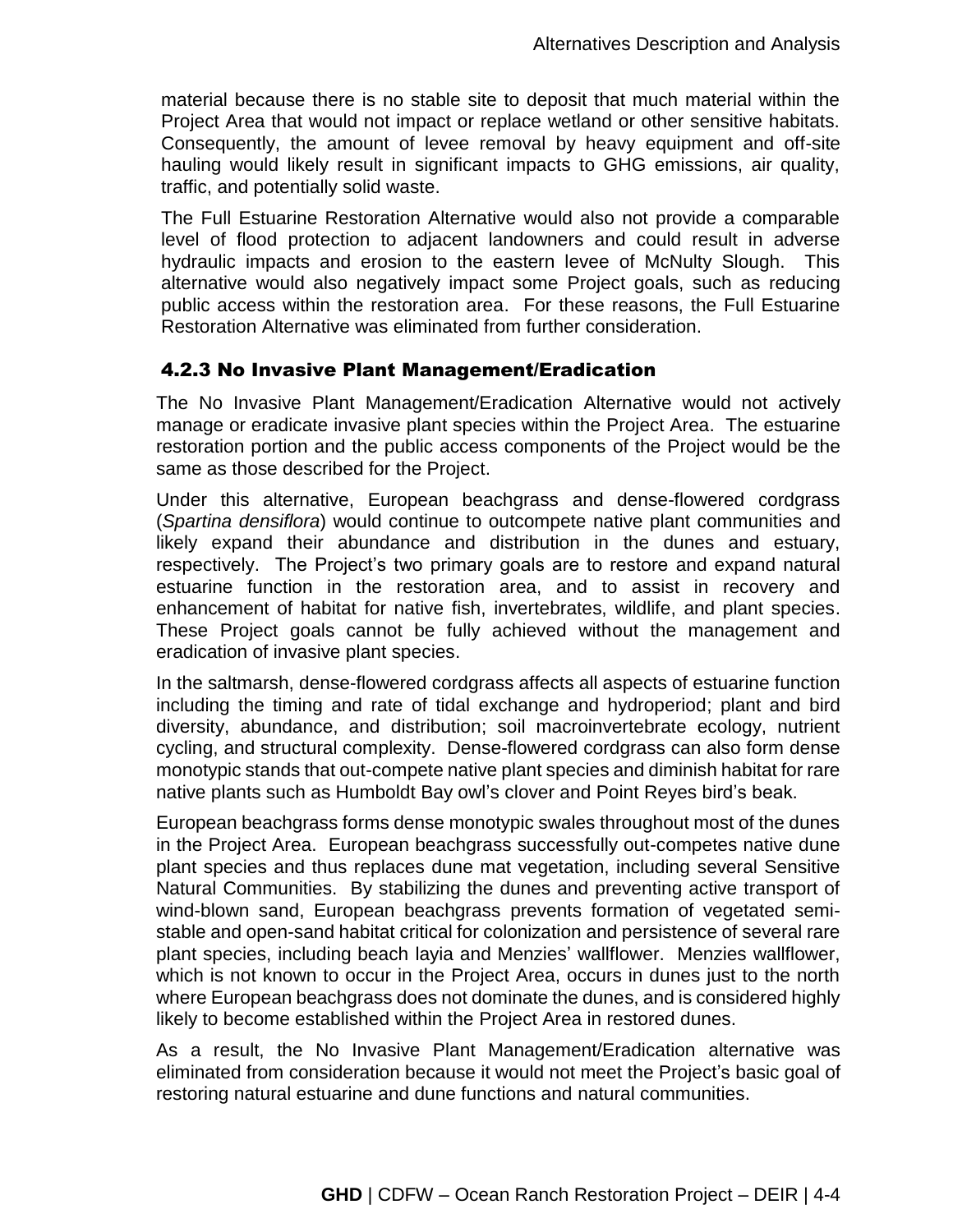material because there is no stable site to deposit that much material within the Project Area that would not impact or replace wetland or other sensitive habitats. Consequently, the amount of levee removal by heavy equipment and off-site hauling would likely result in significant impacts to GHG emissions, air quality, traffic, and potentially solid waste.

The Full Estuarine Restoration Alternative would also not provide a comparable level of flood protection to adjacent landowners and could result in adverse hydraulic impacts and erosion to the eastern levee of McNulty Slough. This alternative would also negatively impact some Project goals, such as reducing public access within the restoration area. For these reasons, the Full Estuarine Restoration Alternative was eliminated from further consideration.

### 4.2.3 No Invasive Plant Management/Eradication

The No Invasive Plant Management/Eradication Alternative would not actively manage or eradicate invasive plant species within the Project Area. The estuarine restoration portion and the public access components of the Project would be the same as those described for the Project.

Under this alternative, European beachgrass and dense-flowered cordgrass (*Spartina densiflora*) would continue to outcompete native plant communities and likely expand their abundance and distribution in the dunes and estuary, respectively. The Project's two primary goals are to restore and expand natural estuarine function in the restoration area, and to assist in recovery and enhancement of habitat for native fish, invertebrates, wildlife, and plant species. These Project goals cannot be fully achieved without the management and eradication of invasive plant species.

In the saltmarsh, dense-flowered cordgrass affects all aspects of estuarine function including the timing and rate of tidal exchange and hydroperiod; plant and bird diversity, abundance, and distribution; soil macroinvertebrate ecology, nutrient cycling, and structural complexity. Dense-flowered cordgrass can also form dense monotypic stands that out-compete native plant species and diminish habitat for rare native plants such as Humboldt Bay owl's clover and Point Reyes bird's beak.

European beachgrass forms dense monotypic swales throughout most of the dunes in the Project Area. European beachgrass successfully out-competes native dune plant species and thus replaces dune mat vegetation, including several Sensitive Natural Communities. By stabilizing the dunes and preventing active transport of wind-blown sand, European beachgrass prevents formation of vegetated semi-stable and open-sand habitat critical for colonization and persistence of several rare plant species, including beach layia and Menzies' wallflower. Menzies wallflower, which is not known to occur in the Project Area, occurs in dunes just to the north where European beachgrass does not dominate the dunes, and is considered highly likely to become established within the Project Area in restored dunes.

As a result, the No Invasive Plant Management/Eradication alternative was eliminated from consideration because it would not meet the Project's basic goal of restoring natural estuarine and dune functions and natural communities.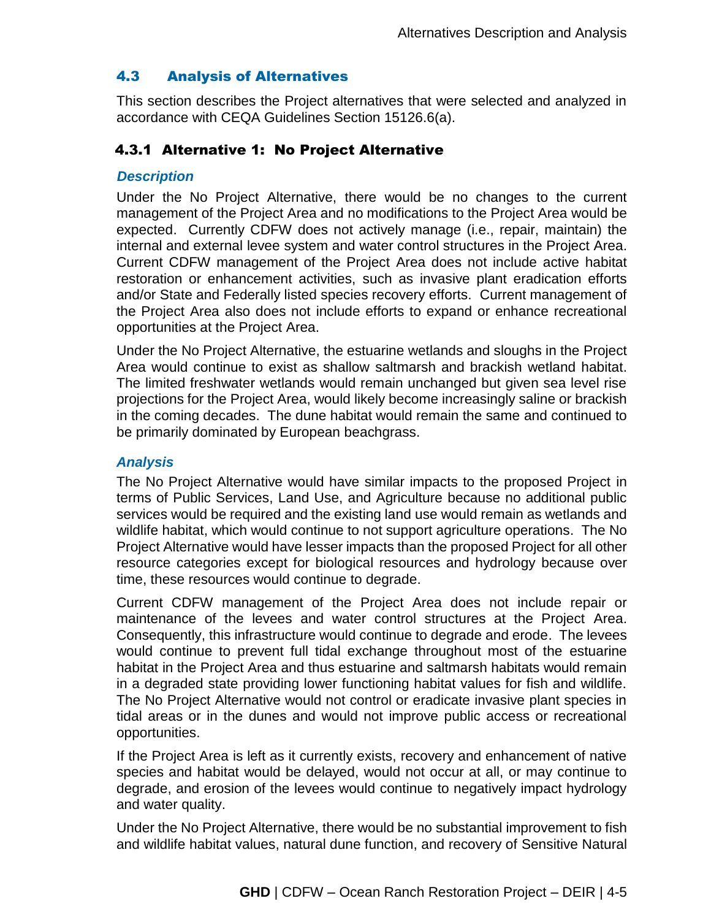## 4.3 Analysis of Alternatives

This section describes the Project alternatives that were selected and analyzed in accordance with CEQA Guidelines Section 15126.6(a).

### 4.3.1 Alternative 1: No Project Alternative

#### *Description*

Under the No Project Alternative, there would be no changes to the current management of the Project Area and no modifications to the Project Area would be expected. Currently CDFW does not actively manage (i.e., repair, maintain) the internal and external levee system and water control structures in the Project Area. Current CDFW management of the Project Area does not include active habitat restoration or enhancement activities, such as invasive plant eradication efforts and/or State and Federally listed species recovery efforts. Current management of the Project Area also does not include efforts to expand or enhance recreational opportunities at the Project Area.

Under the No Project Alternative, the estuarine wetlands and sloughs in the Project Area would continue to exist as shallow saltmarsh and brackish wetland habitat. The limited freshwater wetlands would remain unchanged but given sea level rise projections for the Project Area, would likely become increasingly saline or brackish in the coming decades. The dune habitat would remain the same and continued to be primarily dominated by European beachgrass.

#### *Analysis*

The No Project Alternative would have similar impacts to the proposed Project in terms of Public Services, Land Use, and Agriculture because no additional public services would be required and the existing land use would remain as wetlands and wildlife habitat, which would continue to not support agriculture operations. The No Project Alternative would have lesser impacts than the proposed Project for all other resource categories except for biological resources and hydrology because over time, these resources would continue to degrade.

Current CDFW management of the Project Area does not include repair or maintenance of the levees and water control structures at the Project Area. Consequently, this infrastructure would continue to degrade and erode. The levees would continue to prevent full tidal exchange throughout most of the estuarine habitat in the Project Area and thus estuarine and saltmarsh habitats would remain in a degraded state providing lower functioning habitat values for fish and wildlife. The No Project Alternative would not control or eradicate invasive plant species in tidal areas or in the dunes and would not improve public access or recreational opportunities.

If the Project Area is left as it currently exists, recovery and enhancement of native species and habitat would be delayed, would not occur at all, or may continue to degrade, and erosion of the levees would continue to negatively impact hydrology and water quality.

Under the No Project Alternative, there would be no substantial improvement to fish and wildlife habitat values, natural dune function, and recovery of Sensitive Natural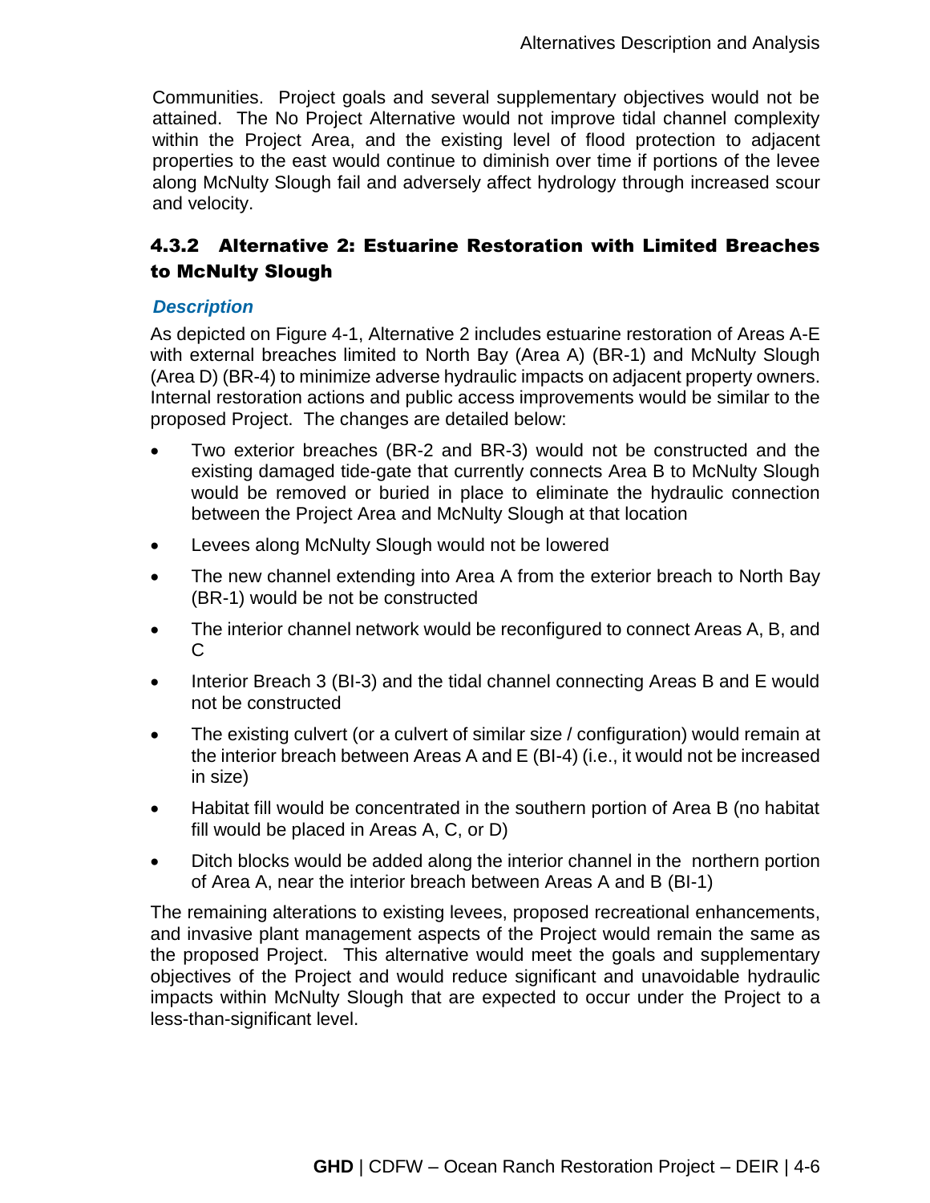Communities. Project goals and several supplementary objectives would not be attained. The No Project Alternative would not improve tidal channel complexity within the Project Area, and the existing level of flood protection to adjacent properties to the east would continue to diminish over time if portions of the levee along McNulty Slough fail and adversely affect hydrology through increased scour and velocity.

### 4.3.2 Alternative 2: Estuarine Restoration with Limited Breaches to McNulty Slough

***Description***

As depicted on Figure 4-1, Alternative 2 includes estuarine restoration of Areas A-E with external breaches limited to North Bay (Area A) (BR-1) and McNulty Slough (Area D) (BR-4) to minimize adverse hydraulic impacts on adjacent property owners. Internal restoration actions and public access improvements would be similar to the proposed Project. The changes are detailed below:

- Two exterior breaches (BR-2 and BR-3) would not be constructed and the existing damaged tide-gate that currently connects Area B to McNulty Slough would be removed or buried in place to eliminate the hydraulic connection between the Project Area and McNulty Slough at that location
- Levees along McNulty Slough would not be lowered
- The new channel extending into Area A from the exterior breach to North Bay (BR-1) would be not be constructed
- The interior channel network would be reconfigured to connect Areas A, B, and C
- Interior Breach 3 (BI-3) and the tidal channel connecting Areas B and E would not be constructed
- The existing culvert (or a culvert of similar size / configuration) would remain at the interior breach between Areas A and E (BI-4) (i.e., it would not be increased in size)
- Habitat fill would be concentrated in the southern portion of Area B (no habitat fill would be placed in Areas A, C, or D)
- Ditch blocks would be added along the interior channel in the northern portion of Area A, near the interior breach between Areas A and B (BI-1)

The remaining alterations to existing levees, proposed recreational enhancements, and invasive plant management aspects of the Project would remain the same as the proposed Project. This alternative would meet the goals and supplementary objectives of the Project and would reduce significant and unavoidable hydraulic impacts within McNulty Slough that are expected to occur under the Project to a less-than-significant level.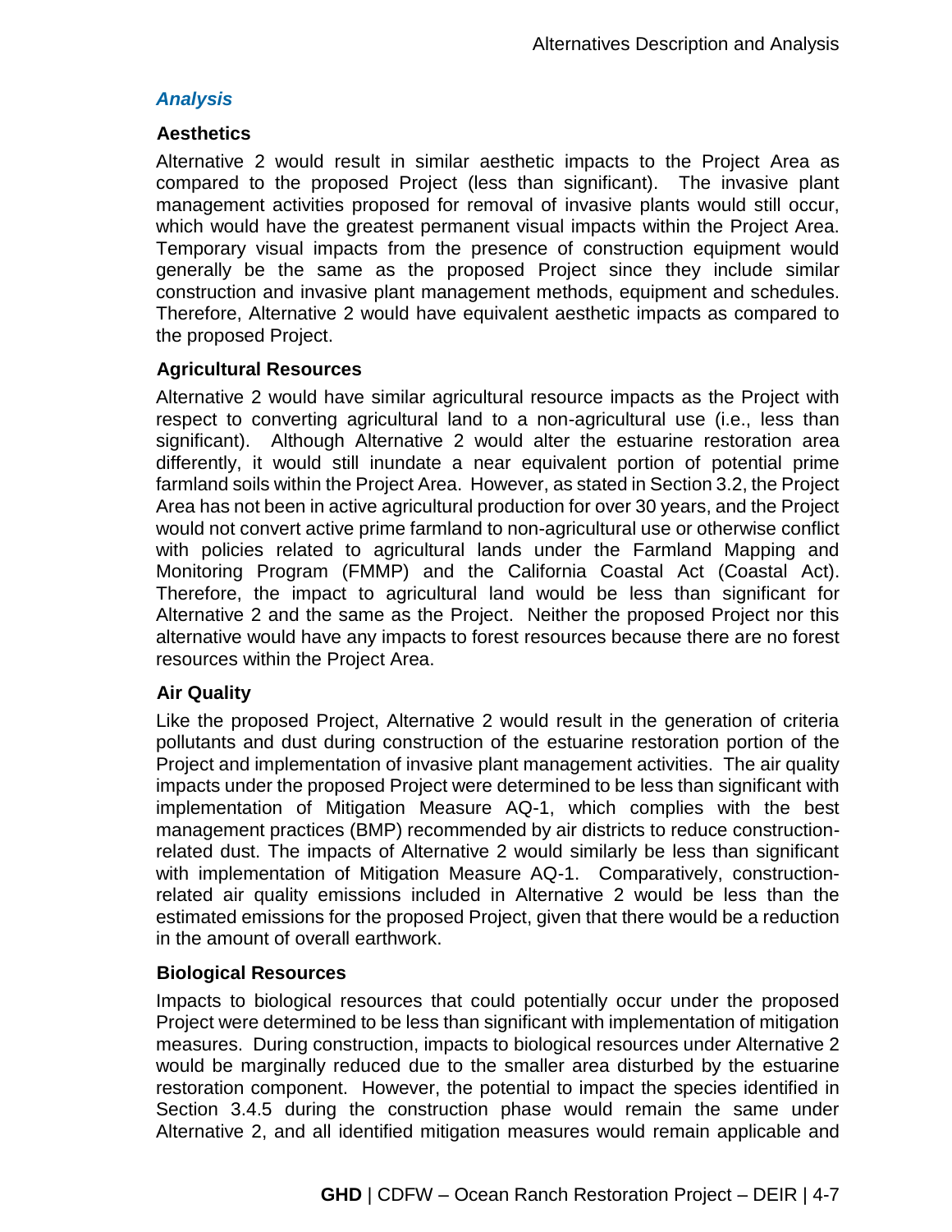### *Analysis*

#### Aesthetics

Alternative 2 would result in similar aesthetic impacts to the Project Area as compared to the proposed Project (less than significant). The invasive plant management activities proposed for removal of invasive plants would still occur, which would have the greatest permanent visual impacts within the Project Area. Temporary visual impacts from the presence of construction equipment would generally be the same as the proposed Project since they include similar construction and invasive plant management methods, equipment and schedules. Therefore, Alternative 2 would have equivalent aesthetic impacts as compared to the proposed Project.

#### Agricultural Resources

Alternative 2 would have similar agricultural resource impacts as the Project with respect to converting agricultural land to a non-agricultural use (i.e., less than significant). Although Alternative 2 would alter the estuarine restoration area differently, it would still inundate a near equivalent portion of potential prime farmland soils within the Project Area. However, as stated in Section 3.2, the Project Area has not been in active agricultural production for over 30 years, and the Project would not convert active prime farmland to non-agricultural use or otherwise conflict with policies related to agricultural lands under the Farmland Mapping and Monitoring Program (FMMP) and the California Coastal Act (Coastal Act). Therefore, the impact to agricultural land would be less than significant for Alternative 2 and the same as the Project. Neither the proposed Project nor this alternative would have any impacts to forest resources because there are no forest resources within the Project Area.

#### Air Quality

Like the proposed Project, Alternative 2 would result in the generation of criteria pollutants and dust during construction of the estuarine restoration portion of the Project and implementation of invasive plant management activities. The air quality impacts under the proposed Project were determined to be less than significant with implementation of Mitigation Measure AQ-1, which complies with the best management practices (BMP) recommended by air districts to reduce construction-related dust. The impacts of Alternative 2 would similarly be less than significant with implementation of Mitigation Measure AQ-1. Comparatively, construction-related air quality emissions included in Alternative 2 would be less than the estimated emissions for the proposed Project, given that there would be a reduction in the amount of overall earthwork.

#### Biological Resources

Impacts to biological resources that could potentially occur under the proposed Project were determined to be less than significant with implementation of mitigation measures. During construction, impacts to biological resources under Alternative 2 would be marginally reduced due to the smaller area disturbed by the estuarine restoration component. However, the potential to impact the species identified in Section 3.4.5 during the construction phase would remain the same under Alternative 2, and all identified mitigation measures would remain applicable and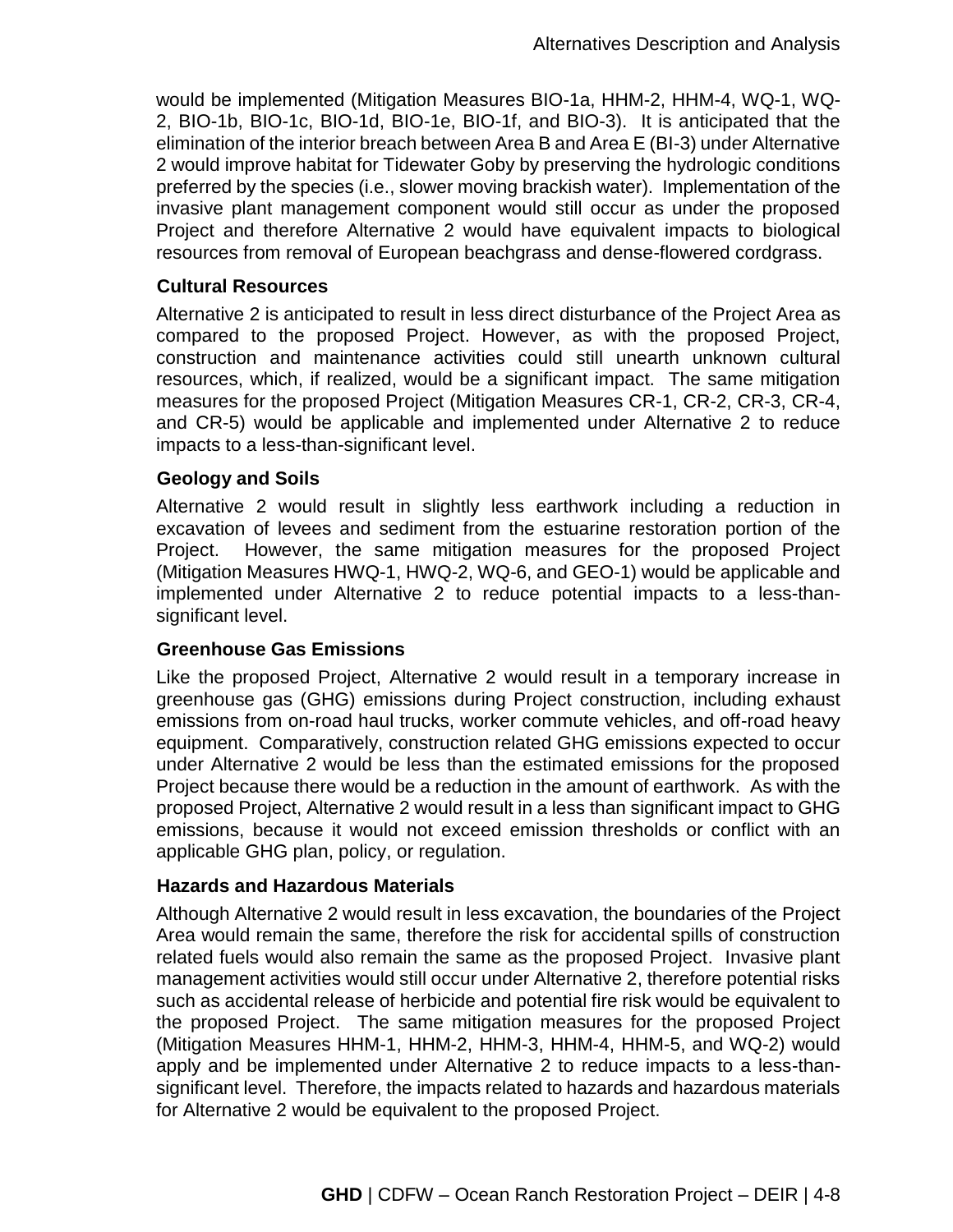would be implemented (Mitigation Measures BIO-1a, HHM-2, HHM-4, WQ-1, WQ-2, BIO-1b, BIO-1c, BIO-1d, BIO-1e, BIO-1f, and BIO-3). It is anticipated that the elimination of the interior breach between Area B and Area E (BI-3) under Alternative 2 would improve habitat for Tidewater Goby by preserving the hydrologic conditions preferred by the species (i.e., slower moving brackish water). Implementation of the invasive plant management component would still occur as under the proposed Project and therefore Alternative 2 would have equivalent impacts to biological resources from removal of European beachgrass and dense-flowered cordgrass.

### Cultural Resources

Alternative 2 is anticipated to result in less direct disturbance of the Project Area as compared to the proposed Project. However, as with the proposed Project, construction and maintenance activities could still unearth unknown cultural resources, which, if realized, would be a significant impact. The same mitigation measures for the proposed Project (Mitigation Measures CR-1, CR-2, CR-3, CR-4, and CR-5) would be applicable and implemented under Alternative 2 to reduce impacts to a less-than-significant level.

### Geology and Soils

Alternative 2 would result in slightly less earthwork including a reduction in excavation of levees and sediment from the estuarine restoration portion of the Project. However, the same mitigation measures for the proposed Project (Mitigation Measures HWQ-1, HWQ-2, WQ-6, and GEO-1) would be applicable and implemented under Alternative 2 to reduce potential impacts to a less-than-significant level.

### Greenhouse Gas Emissions

Like the proposed Project, Alternative 2 would result in a temporary increase in greenhouse gas (GHG) emissions during Project construction, including exhaust emissions from on-road haul trucks, worker commute vehicles, and off-road heavy equipment. Comparatively, construction related GHG emissions expected to occur under Alternative 2 would be less than the estimated emissions for the proposed Project because there would be a reduction in the amount of earthwork. As with the proposed Project, Alternative 2 would result in a less than significant impact to GHG emissions, because it would not exceed emission thresholds or conflict with an applicable GHG plan, policy, or regulation.

### Hazards and Hazardous Materials

Although Alternative 2 would result in less excavation, the boundaries of the Project Area would remain the same, therefore the risk for accidental spills of construction related fuels would also remain the same as the proposed Project. Invasive plant management activities would still occur under Alternative 2, therefore potential risks such as accidental release of herbicide and potential fire risk would be equivalent to the proposed Project. The same mitigation measures for the proposed Project (Mitigation Measures HHM-1, HHM-2, HHM-3, HHM-4, HHM-5, and WQ-2) would apply and be implemented under Alternative 2 to reduce impacts to a less-than-significant level. Therefore, the impacts related to hazards and hazardous materials for Alternative 2 would be equivalent to the proposed Project.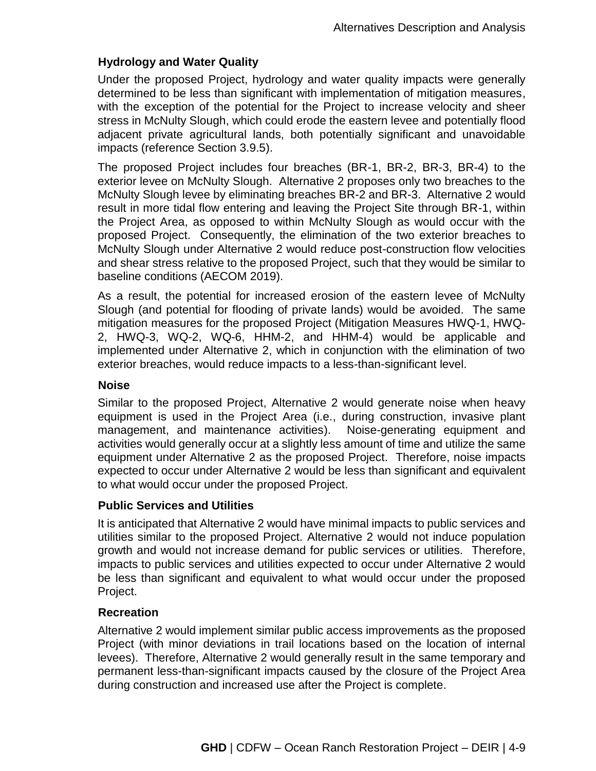### Hydrology and Water Quality

Under the proposed Project, hydrology and water quality impacts were generally determined to be less than significant with implementation of mitigation measures, with the exception of the potential for the Project to increase velocity and sheer stress in McNulty Slough, which could erode the eastern levee and potentially flood adjacent private agricultural lands, both potentially significant and unavoidable impacts (reference Section 3.9.5).

The proposed Project includes four breaches (BR-1, BR-2, BR-3, BR-4) to the exterior levee on McNulty Slough. Alternative 2 proposes only two breaches to the McNulty Slough levee by eliminating breaches BR-2 and BR-3. Alternative 2 would result in more tidal flow entering and leaving the Project Site through BR-1, within the Project Area, as opposed to within McNulty Slough as would occur with the proposed Project. Consequently, the elimination of the two exterior breaches to McNulty Slough under Alternative 2 would reduce post-construction flow velocities and shear stress relative to the proposed Project, such that they would be similar to baseline conditions (AECOM 2019).

As a result, the potential for increased erosion of the eastern levee of McNulty Slough (and potential for flooding of private lands) would be avoided. The same mitigation measures for the proposed Project (Mitigation Measures HWQ-1, HWQ-2, HWQ-3, WQ-2, WQ-6, HHM-2, and HHM-4) would be applicable and implemented under Alternative 2, which in conjunction with the elimination of two exterior breaches, would reduce impacts to a less-than-significant level.

### Noise

Similar to the proposed Project, Alternative 2 would generate noise when heavy equipment is used in the Project Area (i.e., during construction, invasive plant management, and maintenance activities). Noise-generating equipment and activities would generally occur at a slightly less amount of time and utilize the same equipment under Alternative 2 as the proposed Project. Therefore, noise impacts expected to occur under Alternative 2 would be less than significant and equivalent to what would occur under the proposed Project.

### Public Services and Utilities

It is anticipated that Alternative 2 would have minimal impacts to public services and utilities similar to the proposed Project. Alternative 2 would not induce population growth and would not increase demand for public services or utilities. Therefore, impacts to public services and utilities expected to occur under Alternative 2 would be less than significant and equivalent to what would occur under the proposed Project.

### Recreation

Alternative 2 would implement similar public access improvements as the proposed Project (with minor deviations in trail locations based on the location of internal levees). Therefore, Alternative 2 would generally result in the same temporary and permanent less-than-significant impacts caused by the closure of the Project Area during construction and increased use after the Project is complete.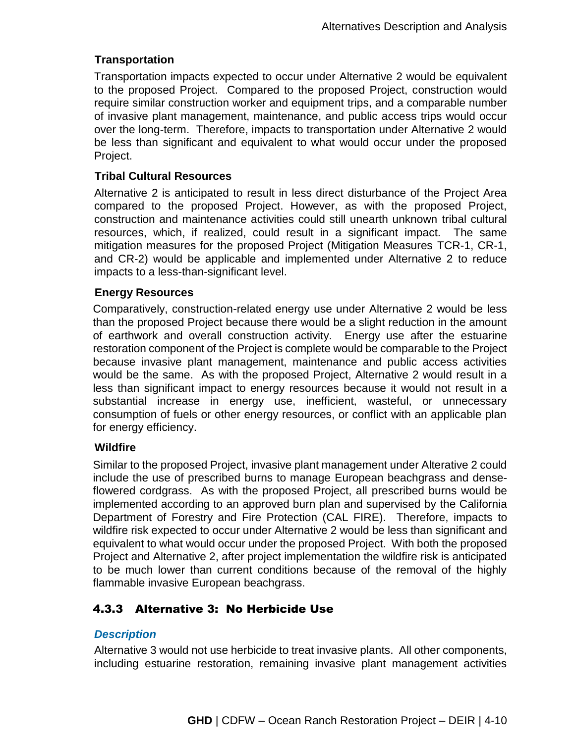**Transportation**

Transportation impacts expected to occur under Alternative 2 would be equivalent to the proposed Project. Compared to the proposed Project, construction would require similar construction worker and equipment trips, and a comparable number of invasive plant management, maintenance, and public access trips would occur over the long-term. Therefore, impacts to transportation under Alternative 2 would be less than significant and equivalent to what would occur under the proposed Project.

**Tribal Cultural Resources**

Alternative 2 is anticipated to result in less direct disturbance of the Project Area compared to the proposed Project. However, as with the proposed Project, construction and maintenance activities could still unearth unknown tribal cultural resources, which, if realized, could result in a significant impact. The same mitigation measures for the proposed Project (Mitigation Measures TCR-1, CR-1, and CR-2) would be applicable and implemented under Alternative 2 to reduce impacts to a less-than-significant level.

**Energy Resources**

Comparatively, construction-related energy use under Alternative 2 would be less than the proposed Project because there would be a slight reduction in the amount of earthwork and overall construction activity. Energy use after the estuarine restoration component of the Project is complete would be comparable to the Project because invasive plant management, maintenance and public access activities would be the same. As with the proposed Project, Alternative 2 would result in a less than significant impact to energy resources because it would not result in a substantial increase in energy use, inefficient, wasteful, or unnecessary consumption of fuels or other energy resources, or conflict with an applicable plan for energy efficiency.

**Wildfire**

Similar to the proposed Project, invasive plant management under Alterative 2 could include the use of prescribed burns to manage European beachgrass and dense-flowered cordgrass. As with the proposed Project, all prescribed burns would be implemented according to an approved burn plan and supervised by the California Department of Forestry and Fire Protection (CAL FIRE). Therefore, impacts to wildfire risk expected to occur under Alternative 2 would be less than significant and equivalent to what would occur under the proposed Project. With both the proposed Project and Alternative 2, after project implementation the wildfire risk is anticipated to be much lower than current conditions because of the removal of the highly flammable invasive European beachgrass.

### 4.3.3 Alternative 3: No Herbicide Use

***Description***

Alternative 3 would not use herbicide to treat invasive plants. All other components, including estuarine restoration, remaining invasive plant management activities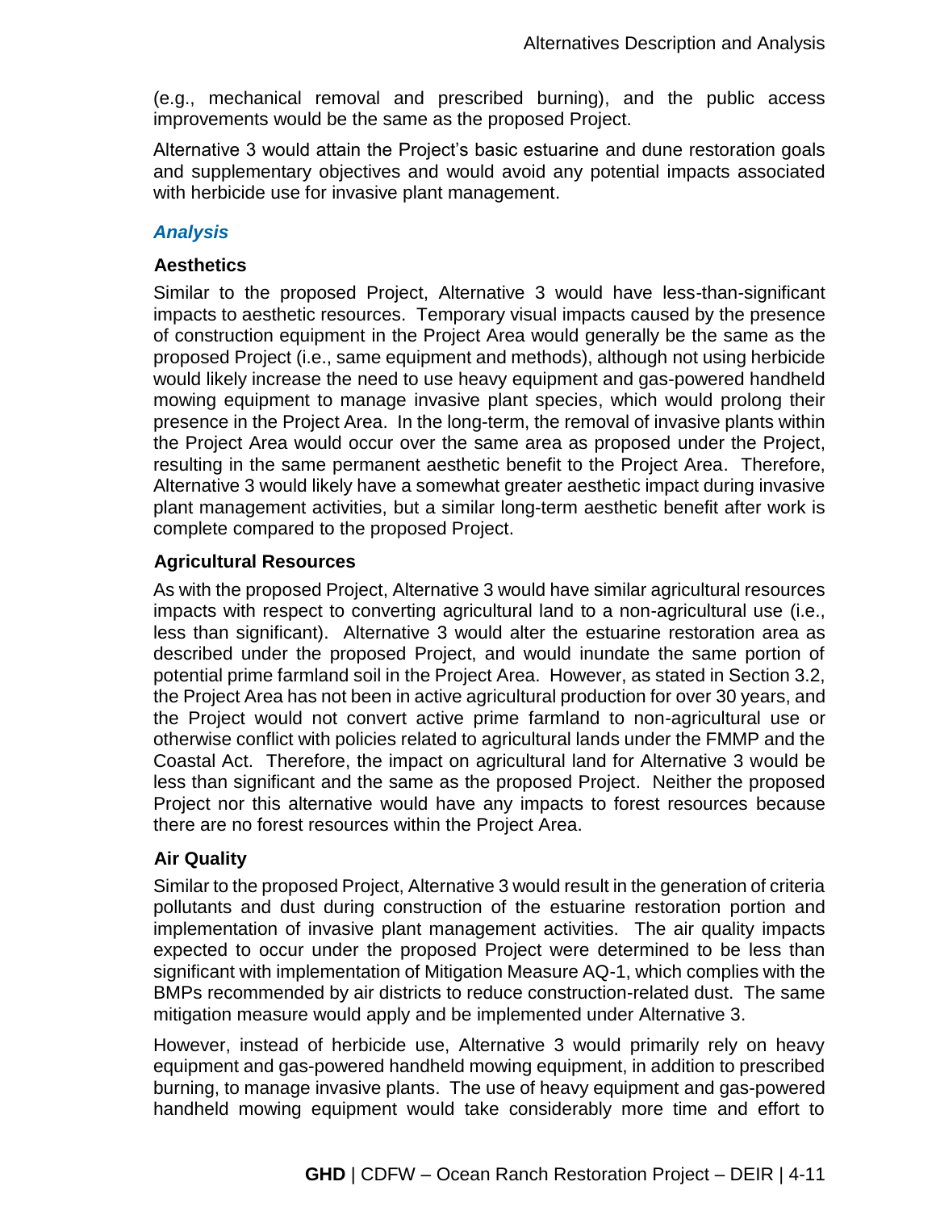(e.g., mechanical removal and prescribed burning), and the public access improvements would be the same as the proposed Project.

Alternative 3 would attain the Project's basic estuarine and dune restoration goals and supplementary objectives and would avoid any potential impacts associated with herbicide use for invasive plant management.

### *Analysis*

#### Aesthetics

Similar to the proposed Project, Alternative 3 would have less-than-significant impacts to aesthetic resources. Temporary visual impacts caused by the presence of construction equipment in the Project Area would generally be the same as the proposed Project (i.e., same equipment and methods), although not using herbicide would likely increase the need to use heavy equipment and gas-powered handheld mowing equipment to manage invasive plant species, which would prolong their presence in the Project Area. In the long-term, the removal of invasive plants within the Project Area would occur over the same area as proposed under the Project, resulting in the same permanent aesthetic benefit to the Project Area. Therefore, Alternative 3 would likely have a somewhat greater aesthetic impact during invasive plant management activities, but a similar long-term aesthetic benefit after work is complete compared to the proposed Project.

#### Agricultural Resources

As with the proposed Project, Alternative 3 would have similar agricultural resources impacts with respect to converting agricultural land to a non-agricultural use (i.e., less than significant). Alternative 3 would alter the estuarine restoration area as described under the proposed Project, and would inundate the same portion of potential prime farmland soil in the Project Area. However, as stated in Section 3.2, the Project Area has not been in active agricultural production for over 30 years, and the Project would not convert active prime farmland to non-agricultural use or otherwise conflict with policies related to agricultural lands under the FMMP and the Coastal Act. Therefore, the impact on agricultural land for Alternative 3 would be less than significant and the same as the proposed Project. Neither the proposed Project nor this alternative would have any impacts to forest resources because there are no forest resources within the Project Area.

#### Air Quality

Similar to the proposed Project, Alternative 3 would result in the generation of criteria pollutants and dust during construction of the estuarine restoration portion and implementation of invasive plant management activities. The air quality impacts expected to occur under the proposed Project were determined to be less than significant with implementation of Mitigation Measure AQ-1, which complies with the BMPs recommended by air districts to reduce construction-related dust. The same mitigation measure would apply and be implemented under Alternative 3.

However, instead of herbicide use, Alternative 3 would primarily rely on heavy equipment and gas-powered handheld mowing equipment, in addition to prescribed burning, to manage invasive plants. The use of heavy equipment and gas-powered handheld mowing equipment would take considerably more time and effort to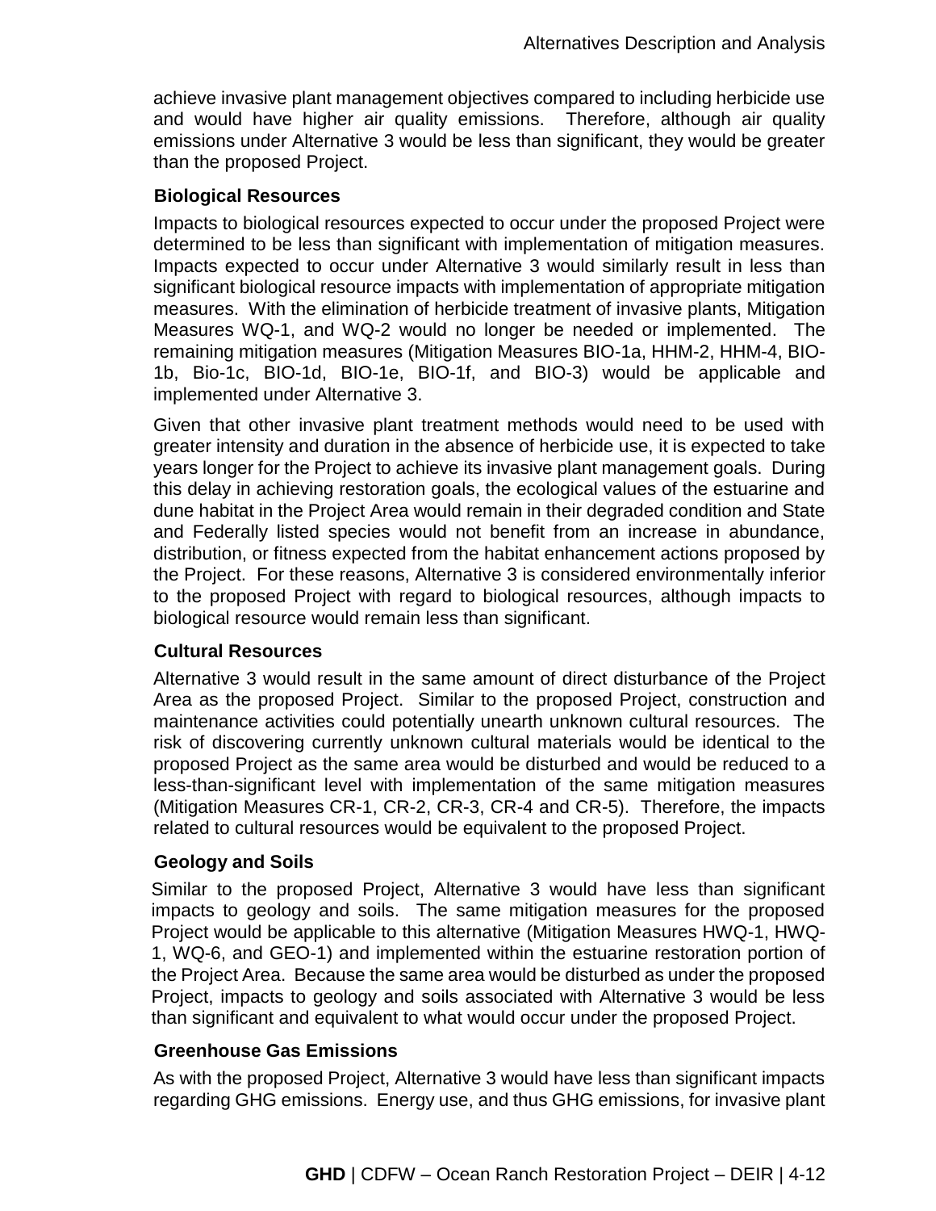achieve invasive plant management objectives compared to including herbicide use and would have higher air quality emissions. Therefore, although air quality emissions under Alternative 3 would be less than significant, they would be greater than the proposed Project.

### Biological Resources

Impacts to biological resources expected to occur under the proposed Project were determined to be less than significant with implementation of mitigation measures. Impacts expected to occur under Alternative 3 would similarly result in less than significant biological resource impacts with implementation of appropriate mitigation measures. With the elimination of herbicide treatment of invasive plants, Mitigation Measures WQ-1, and WQ-2 would no longer be needed or implemented. The remaining mitigation measures (Mitigation Measures BIO-1a, HHM-2, HHM-4, BIO-1b, Bio-1c, BIO-1d, BIO-1e, BIO-1f, and BIO-3) would be applicable and implemented under Alternative 3.

Given that other invasive plant treatment methods would need to be used with greater intensity and duration in the absence of herbicide use, it is expected to take years longer for the Project to achieve its invasive plant management goals. During this delay in achieving restoration goals, the ecological values of the estuarine and dune habitat in the Project Area would remain in their degraded condition and State and Federally listed species would not benefit from an increase in abundance, distribution, or fitness expected from the habitat enhancement actions proposed by the Project. For these reasons, Alternative 3 is considered environmentally inferior to the proposed Project with regard to biological resources, although impacts to biological resource would remain less than significant.

### Cultural Resources

Alternative 3 would result in the same amount of direct disturbance of the Project Area as the proposed Project. Similar to the proposed Project, construction and maintenance activities could potentially unearth unknown cultural resources. The risk of discovering currently unknown cultural materials would be identical to the proposed Project as the same area would be disturbed and would be reduced to a less-than-significant level with implementation of the same mitigation measures (Mitigation Measures CR-1, CR-2, CR-3, CR-4 and CR-5). Therefore, the impacts related to cultural resources would be equivalent to the proposed Project.

### Geology and Soils

Similar to the proposed Project, Alternative 3 would have less than significant impacts to geology and soils. The same mitigation measures for the proposed Project would be applicable to this alternative (Mitigation Measures HWQ-1, HWQ-1, WQ-6, and GEO-1) and implemented within the estuarine restoration portion of the Project Area. Because the same area would be disturbed as under the proposed Project, impacts to geology and soils associated with Alternative 3 would be less than significant and equivalent to what would occur under the proposed Project.

### Greenhouse Gas Emissions

As with the proposed Project, Alternative 3 would have less than significant impacts regarding GHG emissions. Energy use, and thus GHG emissions, for invasive plant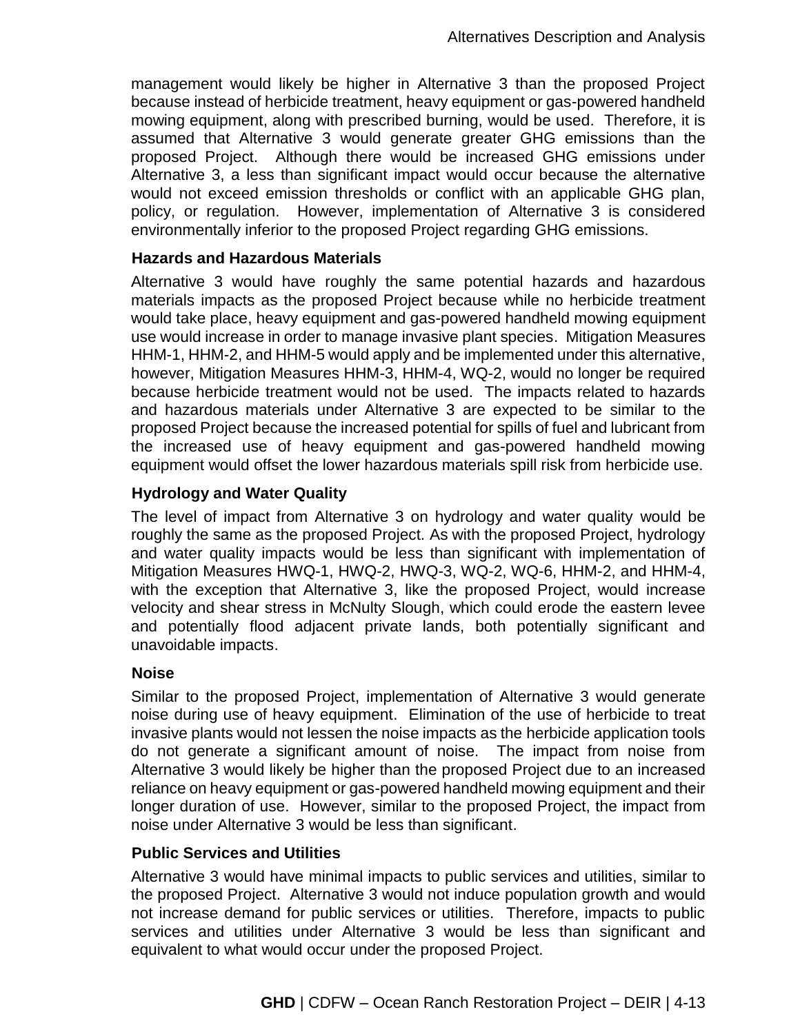management would likely be higher in Alternative 3 than the proposed Project because instead of herbicide treatment, heavy equipment or gas-powered handheld mowing equipment, along with prescribed burning, would be used. Therefore, it is assumed that Alternative 3 would generate greater GHG emissions than the proposed Project. Although there would be increased GHG emissions under Alternative 3, a less than significant impact would occur because the alternative would not exceed emission thresholds or conflict with an applicable GHG plan, policy, or regulation. However, implementation of Alternative 3 is considered environmentally inferior to the proposed Project regarding GHG emissions.

**Hazards and Hazardous Materials**

Alternative 3 would have roughly the same potential hazards and hazardous materials impacts as the proposed Project because while no herbicide treatment would take place, heavy equipment and gas-powered handheld mowing equipment use would increase in order to manage invasive plant species. Mitigation Measures HHM-1, HHM-2, and HHM-5 would apply and be implemented under this alternative, however, Mitigation Measures HHM-3, HHM-4, WQ-2, would no longer be required because herbicide treatment would not be used. The impacts related to hazards and hazardous materials under Alternative 3 are expected to be similar to the proposed Project because the increased potential for spills of fuel and lubricant from the increased use of heavy equipment and gas-powered handheld mowing equipment would offset the lower hazardous materials spill risk from herbicide use.

**Hydrology and Water Quality**

The level of impact from Alternative 3 on hydrology and water quality would be roughly the same as the proposed Project. As with the proposed Project, hydrology and water quality impacts would be less than significant with implementation of Mitigation Measures HWQ-1, HWQ-2, HWQ-3, WQ-2, WQ-6, HHM-2, and HHM-4, with the exception that Alternative 3, like the proposed Project, would increase velocity and shear stress in McNulty Slough, which could erode the eastern levee and potentially flood adjacent private lands, both potentially significant and unavoidable impacts.

**Noise**

Similar to the proposed Project, implementation of Alternative 3 would generate noise during use of heavy equipment. Elimination of the use of herbicide to treat invasive plants would not lessen the noise impacts as the herbicide application tools do not generate a significant amount of noise. The impact from noise from Alternative 3 would likely be higher than the proposed Project due to an increased reliance on heavy equipment or gas-powered handheld mowing equipment and their longer duration of use. However, similar to the proposed Project, the impact from noise under Alternative 3 would be less than significant.

**Public Services and Utilities**

Alternative 3 would have minimal impacts to public services and utilities, similar to the proposed Project. Alternative 3 would not induce population growth and would not increase demand for public services or utilities. Therefore, impacts to public services and utilities under Alternative 3 would be less than significant and equivalent to what would occur under the proposed Project.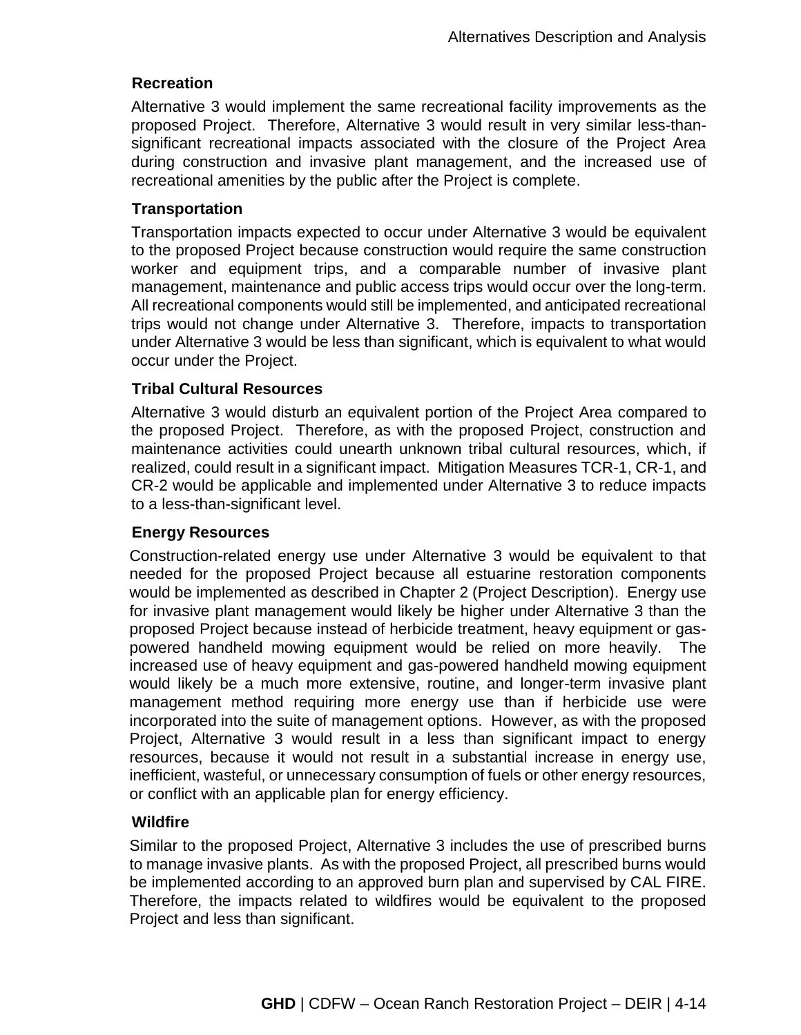#### Recreation

Alternative 3 would implement the same recreational facility improvements as the proposed Project. Therefore, Alternative 3 would result in very similar less-than-significant recreational impacts associated with the closure of the Project Area during construction and invasive plant management, and the increased use of recreational amenities by the public after the Project is complete.

#### Transportation

Transportation impacts expected to occur under Alternative 3 would be equivalent to the proposed Project because construction would require the same construction worker and equipment trips, and a comparable number of invasive plant management, maintenance and public access trips would occur over the long-term. All recreational components would still be implemented, and anticipated recreational trips would not change under Alternative 3. Therefore, impacts to transportation under Alternative 3 would be less than significant, which is equivalent to what would occur under the Project.

#### Tribal Cultural Resources

Alternative 3 would disturb an equivalent portion of the Project Area compared to the proposed Project. Therefore, as with the proposed Project, construction and maintenance activities could unearth unknown tribal cultural resources, which, if realized, could result in a significant impact. Mitigation Measures TCR-1, CR-1, and CR-2 would be applicable and implemented under Alternative 3 to reduce impacts to a less-than-significant level.

#### Energy Resources

Construction-related energy use under Alternative 3 would be equivalent to that needed for the proposed Project because all estuarine restoration components would be implemented as described in Chapter 2 (Project Description). Energy use for invasive plant management would likely be higher under Alternative 3 than the proposed Project because instead of herbicide treatment, heavy equipment or gas-powered handheld mowing equipment would be relied on more heavily. The increased use of heavy equipment and gas-powered handheld mowing equipment would likely be a much more extensive, routine, and longer-term invasive plant management method requiring more energy use than if herbicide use were incorporated into the suite of management options. However, as with the proposed Project, Alternative 3 would result in a less than significant impact to energy resources, because it would not result in a substantial increase in energy use, inefficient, wasteful, or unnecessary consumption of fuels or other energy resources, or conflict with an applicable plan for energy efficiency.

#### Wildfire

Similar to the proposed Project, Alternative 3 includes the use of prescribed burns to manage invasive plants. As with the proposed Project, all prescribed burns would be implemented according to an approved burn plan and supervised by CAL FIRE. Therefore, the impacts related to wildfires would be equivalent to the proposed Project and less than significant.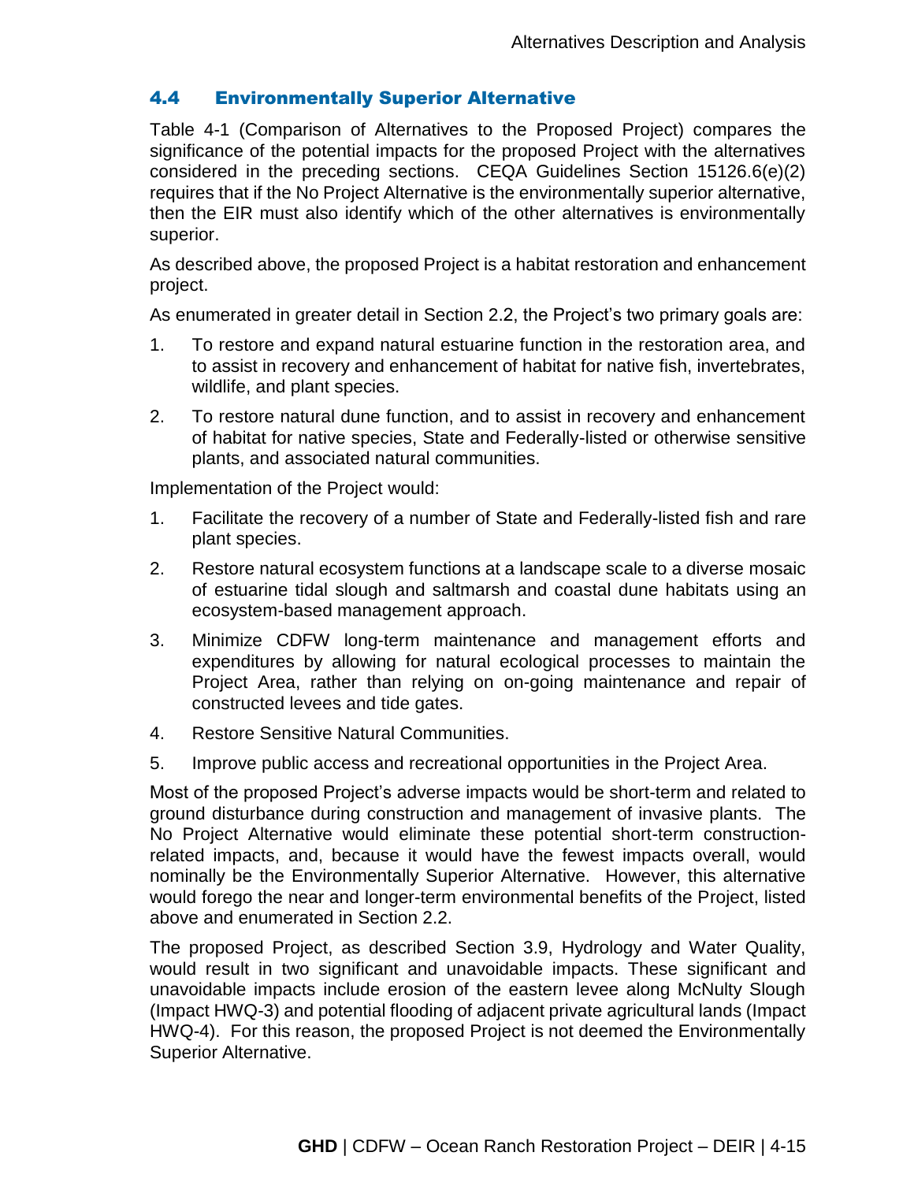## 4.4 Environmentally Superior Alternative

Table 4-1 (Comparison of Alternatives to the Proposed Project) compares the significance of the potential impacts for the proposed Project with the alternatives considered in the preceding sections. CEQA Guidelines Section 15126.6(e)(2) requires that if the No Project Alternative is the environmentally superior alternative, then the EIR must also identify which of the other alternatives is environmentally superior.

As described above, the proposed Project is a habitat restoration and enhancement project.

As enumerated in greater detail in Section 2.2, the Project's two primary goals are:

1. To restore and expand natural estuarine function in the restoration area, and to assist in recovery and enhancement of habitat for native fish, invertebrates, wildlife, and plant species.
2. To restore natural dune function, and to assist in recovery and enhancement of habitat for native species, State and Federally-listed or otherwise sensitive plants, and associated natural communities.

Implementation of the Project would:

1. Facilitate the recovery of a number of State and Federally-listed fish and rare plant species.
2. Restore natural ecosystem functions at a landscape scale to a diverse mosaic of estuarine tidal slough and saltmarsh and coastal dune habitats using an ecosystem-based management approach.
3. Minimize CDFW long-term maintenance and management efforts and expenditures by allowing for natural ecological processes to maintain the Project Area, rather than relying on on-going maintenance and repair of constructed levees and tide gates.
4. Restore Sensitive Natural Communities.
5. Improve public access and recreational opportunities in the Project Area.

Most of the proposed Project's adverse impacts would be short-term and related to ground disturbance during construction and management of invasive plants. The No Project Alternative would eliminate these potential short-term construction-related impacts, and, because it would have the fewest impacts overall, would nominally be the Environmentally Superior Alternative. However, this alternative would forego the near and longer-term environmental benefits of the Project, listed above and enumerated in Section 2.2.

The proposed Project, as described Section 3.9, Hydrology and Water Quality, would result in two significant and unavoidable impacts. These significant and unavoidable impacts include erosion of the eastern levee along McNulty Slough (Impact HWQ-3) and potential flooding of adjacent private agricultural lands (Impact HWQ-4). For this reason, the proposed Project is not deemed the Environmentally Superior Alternative.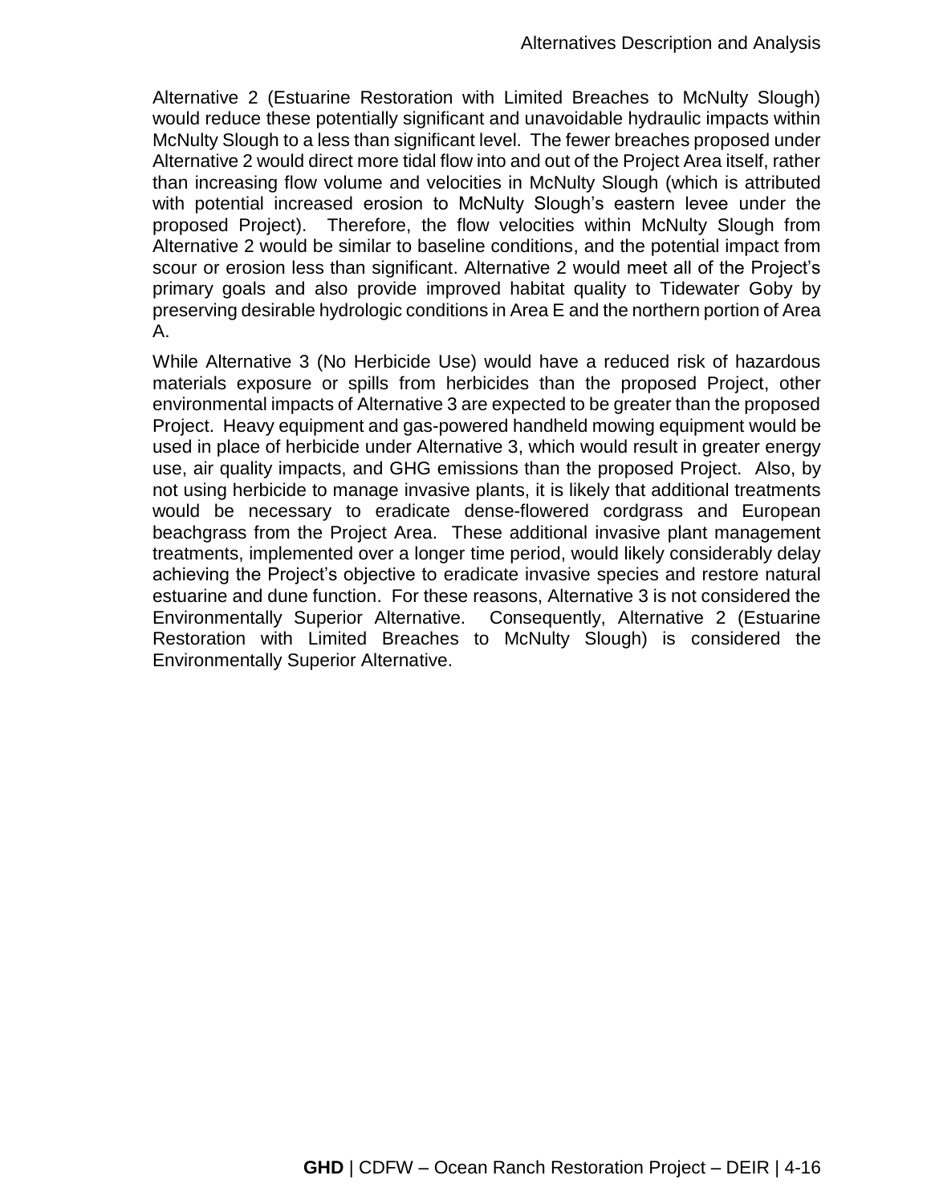Alternative 2 (Estuarine Restoration with Limited Breaches to McNulty Slough) would reduce these potentially significant and unavoidable hydraulic impacts within McNulty Slough to a less than significant level. The fewer breaches proposed under Alternative 2 would direct more tidal flow into and out of the Project Area itself, rather than increasing flow volume and velocities in McNulty Slough (which is attributed with potential increased erosion to McNulty Slough's eastern levee under the proposed Project). Therefore, the flow velocities within McNulty Slough from Alternative 2 would be similar to baseline conditions, and the potential impact from scour or erosion less than significant. Alternative 2 would meet all of the Project's primary goals and also provide improved habitat quality to Tidewater Goby by preserving desirable hydrologic conditions in Area E and the northern portion of Area A.

While Alternative 3 (No Herbicide Use) would have a reduced risk of hazardous materials exposure or spills from herbicides than the proposed Project, other environmental impacts of Alternative 3 are expected to be greater than the proposed Project. Heavy equipment and gas-powered handheld mowing equipment would be used in place of herbicide under Alternative 3, which would result in greater energy use, air quality impacts, and GHG emissions than the proposed Project. Also, by not using herbicide to manage invasive plants, it is likely that additional treatments would be necessary to eradicate dense-flowered cordgrass and European beachgrass from the Project Area. These additional invasive plant management treatments, implemented over a longer time period, would likely considerably delay achieving the Project's objective to eradicate invasive species and restore natural estuarine and dune function. For these reasons, Alternative 3 is not considered the Environmentally Superior Alternative. Consequently, Alternative 2 (Estuarine Restoration with Limited Breaches to McNulty Slough) is considered the Environmentally Superior Alternative.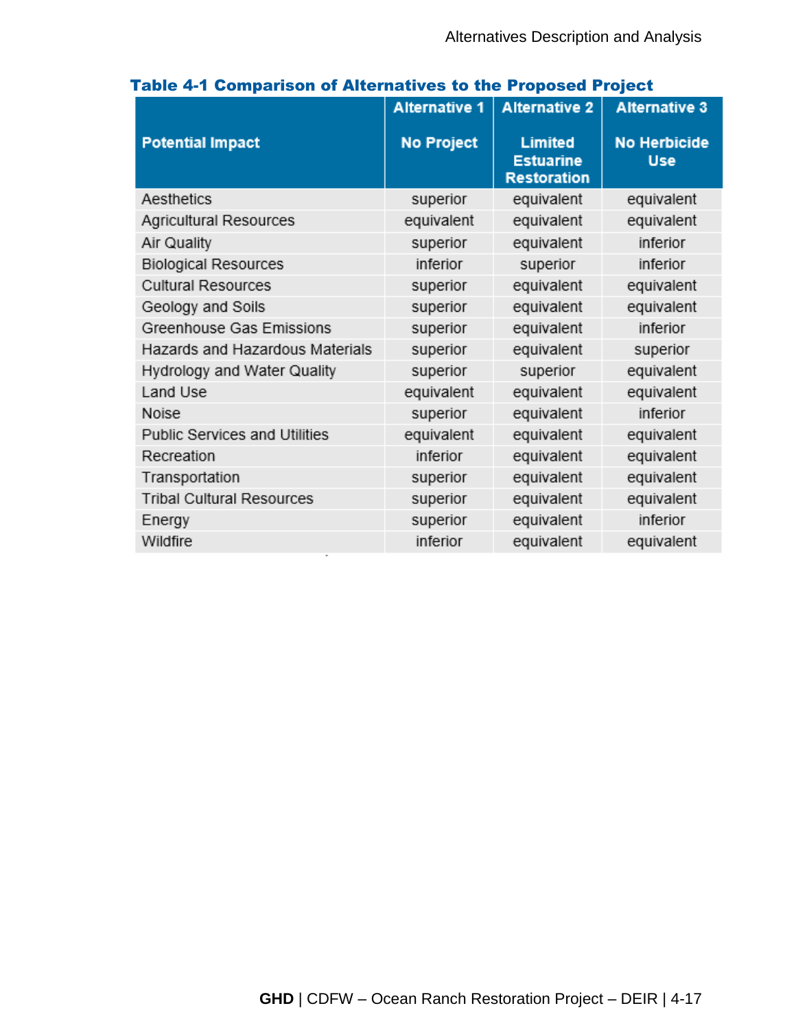**Table 4-1 Comparison of Alternatives to the Proposed Project**

| Potential Impact | Alternative 1 No Project | Alternative 2 Limited Estuarine Restoration | Alternative 3 No Herbicide Use |
|---|---|---|---|
| Aesthetics | superior | equivalent | equivalent |
| Agricultural Resources | equivalent | equivalent | equivalent |
| Air Quality | superior | equivalent | inferior |
| Biological Resources | inferior | superior | inferior |
| Cultural Resources | superior | equivalent | equivalent |
| Geology and Soils | superior | equivalent | equivalent |
| Greenhouse Gas Emissions | superior | equivalent | inferior |
| Hazards and Hazardous Materials | superior | equivalent | superior |
| Hydrology and Water Quality | superior | superior | equivalent |
| Land Use | equivalent | equivalent | equivalent |
| Noise | superior | equivalent | inferior |
| Public Services and Utilities | equivalent | equivalent | equivalent |
| Recreation | inferior | equivalent | equivalent |
| Transportation | superior | equivalent | equivalent |
| Tribal Cultural Resources | superior | equivalent | equivalent |
| Energy | superior | equivalent | inferior |
| Wildfire | inferior | equivalent | equivalent |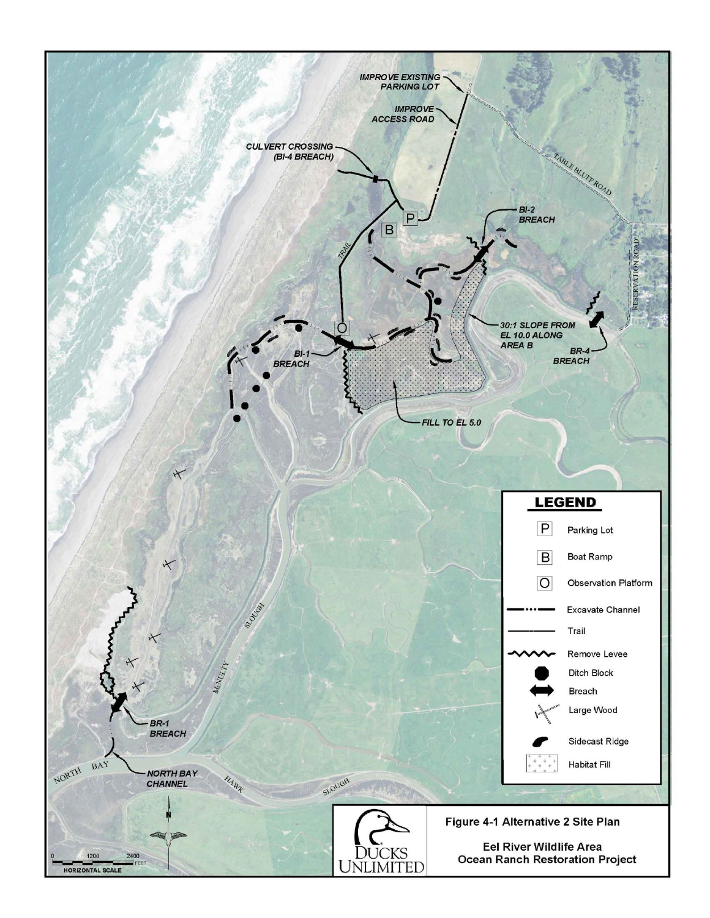IMPROVE EXISTING PARKING LOT

IMPROVE ACCESS ROAD

CULVERT CROSSING (BI-4 BREACH)

TABLE BLUFF ROAD

BI-2 BREACH

RESERVATION ROAD

TRAIL

BI-1 BREACH

30:1 SLOPE FROM EL 10.0 ALONG AREA B

BR-4 BREACH

FILL TO EL 5.0

McNULTY SLOUGH

BR-1 BREACH

NORTH BAY

NORTH BAY CHANNEL

HAWK SLOUGH

**LEGEND**

P Parking Lot

B Boat Ramp

O Observation Platform

Excavate Channel

Trail

Remove Levee

Ditch Block

Breach

Large Wood

Sidecast Ridge

Habitat Fill

0 1200 2400 FEET

HORIZONTAL SCALE

DUCKS UNLIMITED

Figure 4-1 Alternative 2 Site Plan

Eel River Wildlife Area
Ocean Ranch Restoration Project